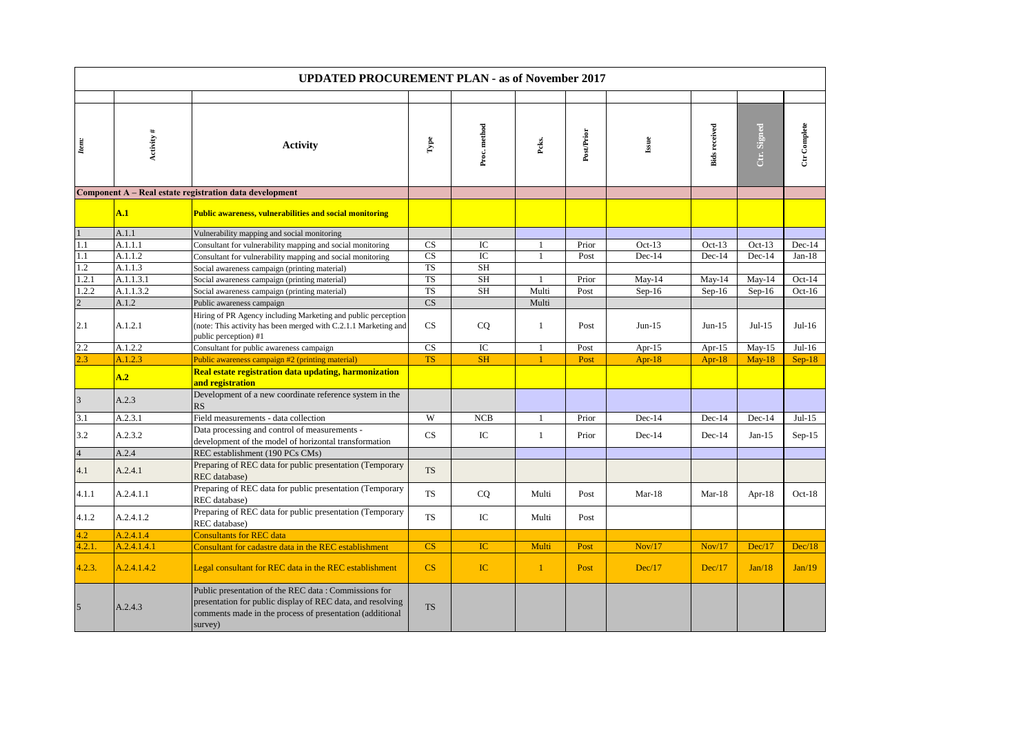# UPDATED PROCUREMENT PLAN - as of November 2017

| Item: | Activity # | Activity | Type | Proc. method | Pcks. | Post/Prior | Issue | Bids received | Ctr. Signed | Ctr Complete |
|---|---|---|---|---|---|---|---|---|---|---|
| **Component A – Real estate registration data development** | | | | | | | | | | |
| | **A.1** | **Public awareness, vulnerabilities and social monitoring** | | | | | | | | |
| 1 | A.1.1 | Vulnerability mapping and social monitoring | | | | | | | | |
| 1.1 | A.1.1.1 | Consultant for vulnerability mapping and social monitoring | CS | IC | 1 | Prior | Oct-13 | Oct-13 | Oct-13 | Dec-14 |
| 1.1 | A.1.1.2 | Consultant for vulnerability mapping and social monitoring | CS | IC | 1 | Post | Dec-14 | Dec-14 | Dec-14 | Jan-18 |
| 1.2 | A.1.1.3 | Social awareness campaign (printing material) | TS | SH | | | | | | |
| 1.2.1 | A.1.1.3.1 | Social awareness campaign (printing material) | TS | SH | 1 | Prior | May-14 | May-14 | May-14 | Oct-14 |
| 1.2.2 | A.1.1.3.2 | Social awareness campaign (printing material) | TS | SH | Multi | Post | Sep-16 | Sep-16 | Sep-16 | Oct-16 |
| 2 | A.1.2 | Public awareness campaign | CS | | Multi | | | | | |
| 2.1 | A.1.2.1 | Hiring of PR Agency including Marketing and public perception (note: This activity has been merged with C.2.1.1 Marketing and public perception) #1 | CS | CQ | 1 | Post | Jun-15 | Jun-15 | Jul-15 | Jul-16 |
| 2.2 | A.1.2.2 | Consultant for public awareness campaign | CS | IC | 1 | Post | Apr-15 | Apr-15 | May-15 | Jul-16 |
| 2.3 | A.1.2.3 | Public awareness campaign #2 (printing material) | TS | SH | 1 | Post | Apr-18 | Apr-18 | May-18 | Sep-18 |
| | **A.2** | **Real estate registration data updating, harmonization and registration** | | | | | | | | |
| 3 | A.2.3 | Development of a new coordinate reference system in the RS | | | | | | | | |
| 3.1 | A.2.3.1 | Field measurements - data collection | W | NCB | 1 | Prior | Dec-14 | Dec-14 | Dec-14 | Jul-15 |
| 3.2 | A.2.3.2 | Data processing and control of measurements - development of the model of horizontal transformation | CS | IC | 1 | Prior | Dec-14 | Dec-14 | Jan-15 | Sep-15 |
| 4 | A.2.4 | REC establishment (190 PCs CMs) | | | | | | | | |
| 4.1 | A.2.4.1 | Preparing of REC data for public presentation (Temporary REC database) | TS | | | | | | | |
| 4.1.1 | A.2.4.1.1 | Preparing of REC data for public presentation (Temporary REC database) | TS | CQ | Multi | Post | Mar-18 | Mar-18 | Apr-18 | Oct-18 |
| 4.1.2 | A.2.4.1.2 | Preparing of REC data for public presentation (Temporary REC database) | TS | IC | Multi | Post | | | | |
| 4.2 | A.2.4.1.4 | Consultants for REC data | | | | | | | | |
| 4.2.1. | A.2.4.1.4.1 | Consultant for cadastre data in the REC establishment | CS | IC | Multi | Post | Nov/17 | Nov/17 | Dec/17 | Dec/18 |
| 4.2.3. | A.2.4.1.4.2 | Legal consultant for REC data in the REC establishment | CS | IC | 1 | Post | Dec/17 | Dec/17 | Jan/18 | Jan/19 |
| 5 | A.2.4.3 | Public presentation of the REC data : Commissions for presentation for public display of REC data, and resolving comments made in the process of presentation (additional survey) | TS | | | | | | | |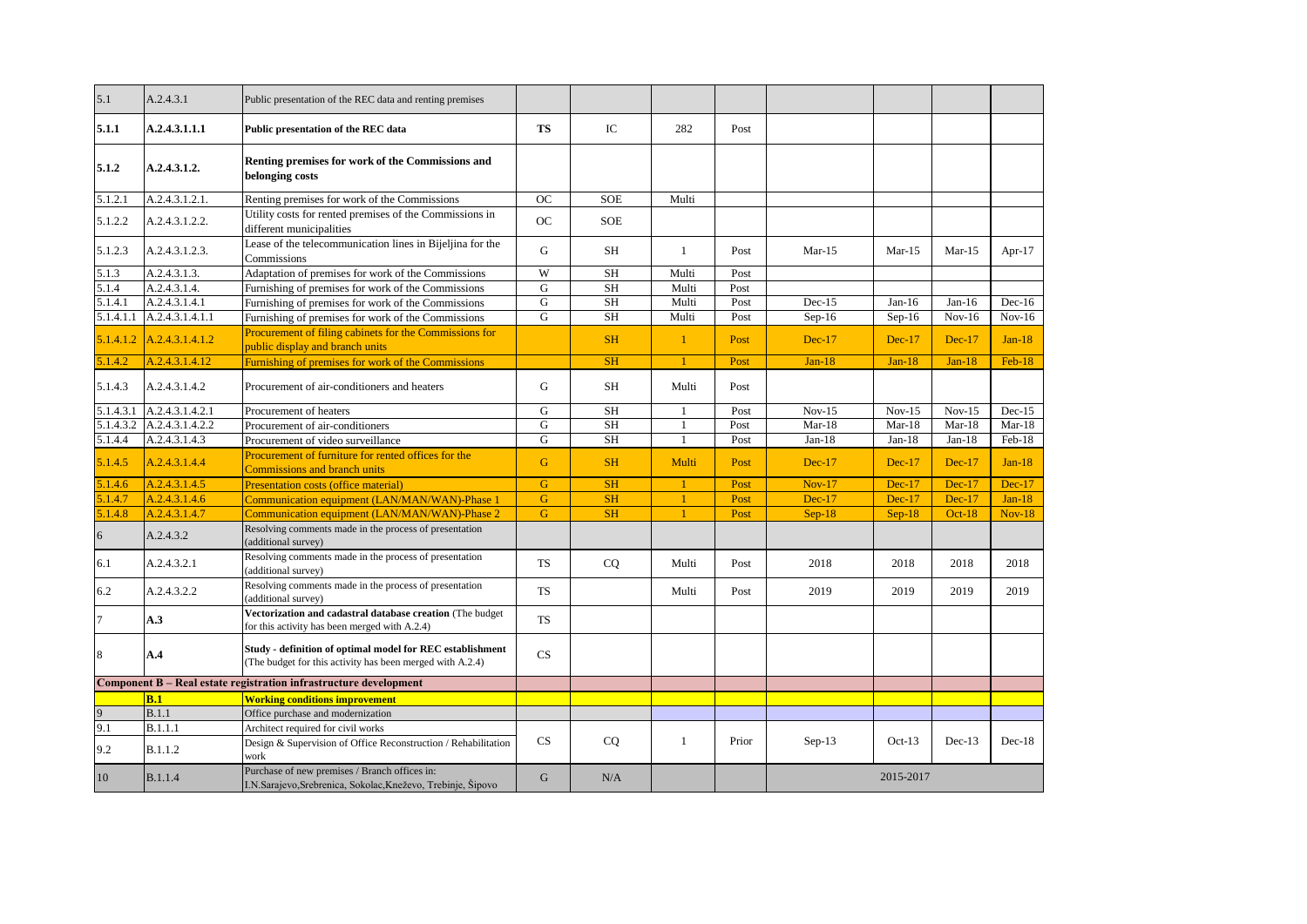| | | | | | | | | | | |
|---|---|---|---|---|---|---|---|---|---|---|
| 5.1 | A.2.4.3.1 | Public presentation of the REC data and renting premises | | | | | | | | |
| **5.1.1** | **A.2.4.3.1.1.1** | **Public presentation of the REC data** | **TS** | IC | 282 | Post | | | | |
| **5.1.2** | **A.2.4.3.1.2.** | **Renting premises for work of the Commissions and belonging costs** | | | | | | | | |
| 5.1.2.1 | A.2.4.3.1.2.1. | Renting premises for work of the Commissions | OC | SOE | Multi | | | | | |
| 5.1.2.2 | A.2.4.3.1.2.2. | Utility costs for rented premises of the Commissions in different municipalities | OC | SOE | | | | | | |
| 5.1.2.3 | A.2.4.3.1.2.3. | Lease of the telecommunication lines in Bijeljina for the Commissions | G | SH | 1 | Post | Mar-15 | Mar-15 | Mar-15 | Apr-17 |
| 5.1.3 | A.2.4.3.1.3. | Adaptation of premises for work of the Commissions | W | SH | Multi | Post | | | | |
| 5.1.4 | A.2.4.3.1.4. | Furnishing of premises for work of the Commissions | G | SH | Multi | Post | | | | |
| 5.1.4.1 | A.2.4.3.1.4.1 | Furnishing of premises for work of the Commissions | G | SH | Multi | Post | Dec-15 | Jan-16 | Jan-16 | Dec-16 |
| 5.1.4.1.1 | A.2.4.3.1.4.1.1 | Furnishing of premises for work of the Commissions | G | SH | Multi | Post | Sep-16 | Sep-16 | Nov-16 | Nov-16 |
| 5.1.4.1.2 | A.2.4.3.1.4.1.2 | Procurement of filing cabinets for the Commissions for public display and branch units | | SH | 1 | Post | Dec-17 | Dec-17 | Dec-17 | Jan-18 |
| 5.1.4.2 | A.2.4.3.1.4.12 | Furnishing of premises for work of the Commissions | | SH | 1 | Post | Jan-18 | Jan-18 | Jan-18 | Feb-18 |
| 5.1.4.3 | A.2.4.3.1.4.2 | Procurement of air-conditioners and heaters | G | SH | Multi | Post | | | | |
| 5.1.4.3.1 | A.2.4.3.1.4.2.1 | Procurement of heaters | G | SH | 1 | Post | Nov-15 | Nov-15 | Nov-15 | Dec-15 |
| 5.1.4.3.2 | A.2.4.3.1.4.2.2 | Procurement of air-conditioners | G | SH | 1 | Post | Mar-18 | Mar-18 | Mar-18 | Mar-18 |
| 5.1.4.4 | A.2.4.3.1.4.3 | Procurement of video surveillance | G | SH | 1 | Post | Jan-18 | Jan-18 | Jan-18 | Feb-18 |
| 5.1.4.5 | A.2.4.3.1.4.4 | Procurement of furniture for rented offices for the Commissions and branch units | G | SH | Multi | Post | Dec-17 | Dec-17 | Dec-17 | Jan-18 |
| 5.1.4.6 | A.2.4.3.1.4.5 | Presentation costs (office material) | G | SH | 1 | Post | Nov-17 | Dec-17 | Dec-17 | Dec-17 |
| 5.1.4.7 | A.2.4.3.1.4.6 | Communication equipment (LAN/MAN/WAN)-Phase 1 | G | SH | 1 | Post | Dec-17 | Dec-17 | Dec-17 | Jan-18 |
| 5.1.4.8 | A.2.4.3.1.4.7 | Communication equipment (LAN/MAN/WAN)-Phase 2 | G | SH | 1 | Post | Sep-18 | Sep-18 | Oct-18 | Nov-18 |
| 6 | A.2.4.3.2 | Resolving comments made in the process of presentation (additional survey) | | | | | | | | |
| 6.1 | A.2.4.3.2.1 | Resolving comments made in the process of presentation (additional survey) | TS | CQ | Multi | Post | 2018 | 2018 | 2018 | 2018 |
| 6.2 | A.2.4.3.2.2 | Resolving comments made in the process of presentation (additional survey) | TS | | Multi | Post | 2019 | 2019 | 2019 | 2019 |
| 7 | **A.3** | **Vectorization and cadastral database creation** (The budget for this activity has been merged with A.2.4) | TS | | | | | | | |
| 8 | **A.4** | **Study - definition of optimal model for REC establishment** (The budget for this activity has been merged with A.2.4) | CS | | | | | | | |
| **Component B – Real estate registration infrastructure development** | | | | | | | | | | |
| | **B.1** | **Working conditions improvement** | | | | | | | | |
| 9 | B.1.1 | Office purchase and modernization | | | | | | | | |
| 9.1 | B.1.1.1 | Architect required for civil works | CS | CQ | 1 | Prior | Sep-13 | Oct-13 | Dec-13 | Dec-18 |
| 9.2 | B.1.1.2 | Design & Supervision of Office Reconstruction / Rehabilitation work | | | | | | | | |
| 10 | B.1.1.4 | Purchase of new premises / Branch offices in: I.N.Sarajevo,Srebrenica, Sokolac,Kneževo, Trebinje, Šipovo | G | N/A | | | 2015-2017 | | | |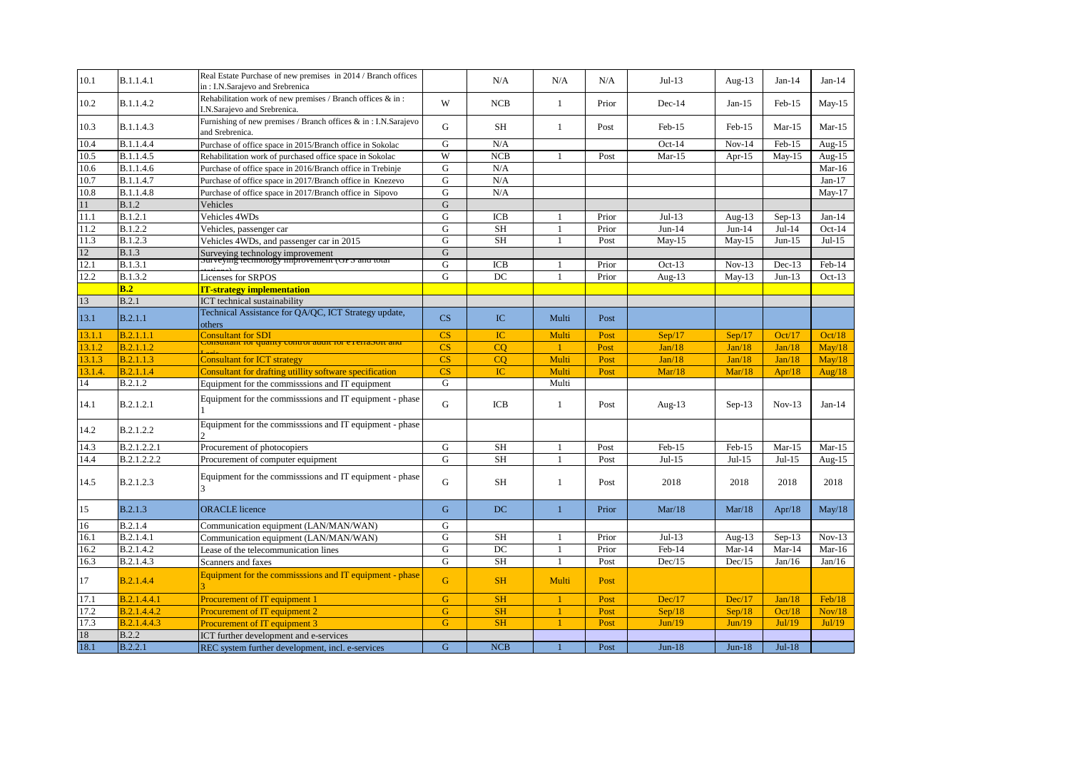| 10.1 | B.1.1.4.1 | Real Estate Purchase of new premises in 2014 / Branch offices in : I.N.Sarajevo and Srebrenica | | N/A | N/A | N/A | Jul-13 | Aug-13 | Jan-14 | Jan-14 |
|---|---|---|---|---|---|---|---|---|---|---|
| 10.2 | B.1.1.4.2 | Rehabilitation work of new premises / Branch offices & in : I.N.Sarajevo and Srebrenica. | W | NCB | 1 | Prior | Dec-14 | Jan-15 | Feb-15 | May-15 |
| 10.3 | B.1.1.4.3 | Furnishing of new premises / Branch offices & in : I.N.Sarajevo and Srebrenica. | G | SH | 1 | Post | Feb-15 | Feb-15 | Mar-15 | Mar-15 |
| 10.4 | B.1.1.4.4 | Purchase of office space in 2015/Branch office in Sokolac | G | N/A | | | Oct-14 | Nov-14 | Feb-15 | Aug-15 |
| 10.5 | B.1.1.4.5 | Rehabilitation work of purchased office space in Sokolac | W | NCB | 1 | Post | Mar-15 | Apr-15 | May-15 | Aug-15 |
| 10.6 | B.1.1.4.6 | Purchase of office space in 2016/Branch office in Trebinje | G | N/A | | | | | | Mar-16 |
| 10.7 | B.1.1.4.7 | Purchase of office space in 2017/Branch office in Knezevo | G | N/A | | | | | | Jan-17 |
| 10.8 | B.1.1.4.8 | Purchase of office space in 2017/Branch office in Sipovo | G | N/A | | | | | | May-17 |
| 11 | B.1.2 | Vehicles | G | | | | | | | |
| 11.1 | B.1.2.1 | Vehicles 4WDs | G | ICB | 1 | Prior | Jul-13 | Aug-13 | Sep-13 | Jan-14 |
| 11.2 | B.1.2.2 | Vehicles, passenger car | G | SH | 1 | Prior | Jun-14 | Jun-14 | Jul-14 | Oct-14 |
| 11.3 | B.1.2.3 | Vehicles 4WDs, and passenger car in 2015 | G | SH | 1 | Post | May-15 | May-15 | Jun-15 | Jul-15 |
| 12 | B.1.3 | Surveying technology improvement | G | | | | | | | |
| 12.1 | B.1.3.1 | Surveying technology improvement (GPS and total stations) | G | ICB | 1 | Prior | Oct-13 | Nov-13 | Dec-13 | Feb-14 |
| 12.2 | B.1.3.2 | Licenses for SRPOS | G | DC | 1 | Prior | Aug-13 | May-13 | Jun-13 | Oct-13 |
| | **B.2** | **IT-strategy implementation** | | | | | | | | |
| 13 | B.2.1 | ICT technical sustainability | | | | | | | | |
| 13.1 | B.2.1.1 | Technical Assistance for QA/QC, ICT Strategy update, others | CS | IC | Multi | Post | | | | |
| 13.1.1 | B.2.1.1.1 | Consultant for SDI | CS | IC | Multi | Post | Sep/17 | Sep/17 | Oct/17 | Oct/18 |
| 13.1.2 | B.2.1.1.2 | Consultant for quality control audit for eTerraSoft and Logis | CS | CQ | 1 | Post | Jan/18 | Jan/18 | Jan/18 | May/18 |
| 13.1.3 | B.2.1.1.3 | Consultant for ICT strategy | CS | CQ | Multi | Post | Jan/18 | Jan/18 | Jan/18 | May/18 |
| 13.1.4. | B.2.1.1.4 | Consultant for drafting utillity software specification | CS | IC | Multi | Post | Mar/18 | Mar/18 | Apr/18 | Aug/18 |
| 14 | B.2.1.2 | Equipment for the commisssions and IT equipment | G | | Multi | | | | | |
| 14.1 | B.2.1.2.1 | Equipment for the commisssions and IT equipment - phase 1 | G | ICB | 1 | Post | Aug-13 | Sep-13 | Nov-13 | Jan-14 |
| 14.2 | B.2.1.2.2 | Equipment for the commisssions and IT equipment - phase 2 | | | | | | | | |
| 14.3 | B.2.1.2.2.1 | Procurement of photocopiers | G | SH | 1 | Post | Feb-15 | Feb-15 | Mar-15 | Mar-15 |
| 14.4 | B.2.1.2.2.2 | Procurement of computer equipment | G | SH | 1 | Post | Jul-15 | Jul-15 | Jul-15 | Aug-15 |
| 14.5 | B.2.1.2.3 | Equipment for the commisssions and IT equipment - phase 3 | G | SH | 1 | Post | 2018 | 2018 | 2018 | 2018 |
| 15 | B.2.1.3 | ORACLE licence | G | DC | 1 | Prior | Mar/18 | Mar/18 | Apr/18 | May/18 |
| 16 | B.2.1.4 | Communication equipment (LAN/MAN/WAN) | G | | | | | | | |
| 16.1 | B.2.1.4.1 | Communication equipment (LAN/MAN/WAN) | G | SH | 1 | Prior | Jul-13 | Aug-13 | Sep-13 | Nov-13 |
| 16.2 | B.2.1.4.2 | Lease of the telecommunication lines | G | DC | 1 | Prior | Feb-14 | Mar-14 | Mar-14 | Mar-16 |
| 16.3 | B.2.1.4.3 | Scanners and faxes | G | SH | 1 | Post | Dec/15 | Dec/15 | Jan/16 | Jan/16 |
| 17 | B.2.1.4.4 | Equipment for the commisssions and IT equipment - phase 3 | G | SH | Multi | Post | | | | |
| 17.1 | B.2.1.4.4.1 | Procurement of IT equipment 1 | G | SH | 1 | Post | Dec/17 | Dec/17 | Jan/18 | Feb/18 |
| 17.2 | B.2.1.4.4.2 | Procurement of IT equipment 2 | G | SH | 1 | Post | Sep/18 | Sep/18 | Oct/18 | Nov/18 |
| 17.3 | B.2.1.4.4.3 | Procurement of IT equipment 3 | G | SH | 1 | Post | Jun/19 | Jun/19 | Jul/19 | Jul/19 |
| 18 | B.2.2 | ICT further development and e-services | | | | | | | | |
| 18.1 | B.2.2.1 | REC system further development, incl. e-services | G | NCB | 1 | Post | Jun-18 | Jun-18 | Jul-18 | |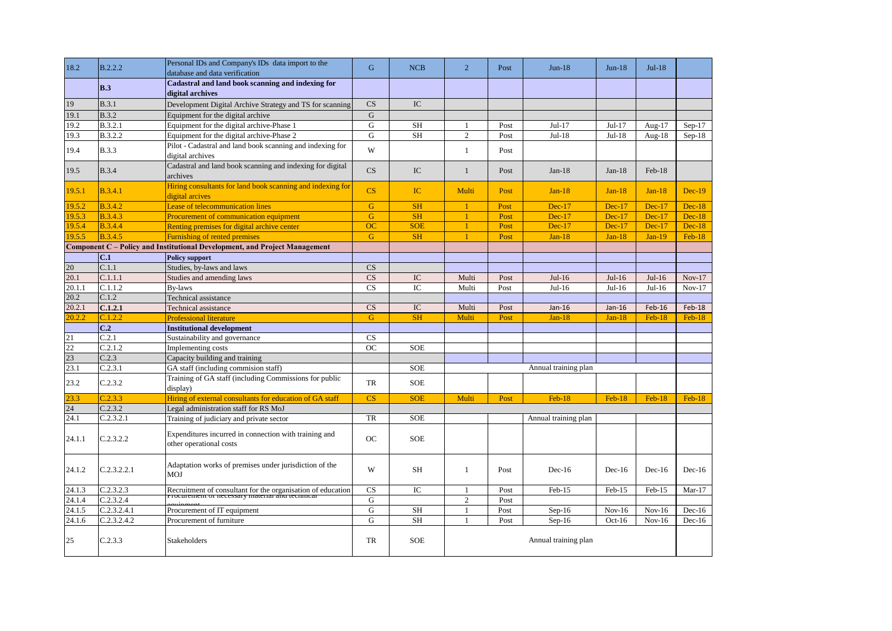| | | | | | | | | | |
|---|---|---|---|---|---|---|---|---|---|
| 18.2 | B.2.2.2 | Personal IDs and Company's IDs data import to the database and data verification | G | NCB | 2 | Post | Jun-18 | Jun-18 | Jul-18 | |
| | **B.3** | **Cadastral and land book scanning and indexing for digital archives** | | | | | | | | |
| 19 | B.3.1 | Development Digital Archive Strategy and TS for scanning | CS | IC | | | | | | |
| 19.1 | B.3.2 | Equipment for the digital archive | G | | | | | | | |
| 19.2 | B.3.2.1 | Equipment for the digital archive-Phase 1 | G | SH | 1 | Post | Jul-17 | Jul-17 | Aug-17 | Sep-17 |
| 19.3 | B.3.2.2 | Equipment for the digital archive-Phase 2 | G | SH | 2 | Post | Jul-18 | Jul-18 | Aug-18 | Sep-18 |
| 19.4 | B.3.3 | Pilot - Cadastral and land book scanning and indexing for digital archives | W | | 1 | Post | | | | |
| 19.5 | B.3.4 | Cadastral and land book scanning and indexing for digital archives | CS | IC | 1 | Post | Jan-18 | Jan-18 | Feb-18 | |
| 19.5.1 | B.3.4.1 | Hiring consultants for land book scanning and indexing for digital arcives | CS | IC | Multi | Post | Jan-18 | Jan-18 | Jan-18 | Dec-19 |
| 19.5.2 | B.3.4.2 | Lease of telecommunication lines | G | SH | 1 | Post | Dec-17 | Dec-17 | Dec-17 | Dec-18 |
| 19.5.3 | B.3.4.3 | Procurement of communication equipment | G | SH | 1 | Post | Dec-17 | Dec-17 | Dec-17 | Dec-18 |
| 19.5.4 | B.3.4.4 | Renting premises for digital archive center | OC | SOE | 1 | Post | Dec-17 | Dec-17 | Dec-17 | Dec-18 |
| 19.5.5 | B.3.4.5 | Furnishing of rented premises | G | SH | 1 | Post | Jan-18 | Jan-18 | Jan-19 | Feb-18 |
| **Component C – Policy and Institutional Development, and Project Management** | | | | | | | | | | |
| | **C.1** | **Policy support** | | | | | | | | |
| 20 | C.1.1 | Studies, by-laws and laws | CS | | | | | | | |
| 20.1 | C.1.1.1 | Studies and amending laws | CS | IC | Multi | Post | Jul-16 | Jul-16 | Jul-16 | Nov-17 |
| 20.1.1 | C.1.1.2 | By-laws | CS | IC | Multi | Post | Jul-16 | Jul-16 | Jul-16 | Nov-17 |
| 20.2 | C.1.2 | Technical assistance | | | | | | | | |
| 20.2.1 | **C.1.2.1** | Technical assistance | CS | IC | Multi | Post | Jan-16 | Jan-16 | Feb-16 | Feb-18 |
| 20.2.2 | C.1.2.2 | Professional literature | G | SH | Multi | Post | Jan-18 | Jan-18 | Feb-18 | Feb-18 |
| | **C.2** | **Institutional development** | | | | | | | | |
| 21 | C.2.1 | Sustainability and governance | CS | | | | | | | |
| 22 | C.2.1.2 | Implementing costs | OC | SOE | | | | | | |
| 23 | C.2.3 | Capacity building and training | | | | | | | | |
| 23.1 | C.2.3.1 | GA staff (including commision staff) | | SOE | | | Annual training plan | | | |
| 23.2 | C.2.3.2 | Training of GA staff (including Commissions for public display) | TR | SOE | | | | | | |
| 23.3 | C.2.3.3 | Hiring of external consultants for education of GA staff | CS | SOE | Multi | Post | Feb-18 | Feb-18 | Feb-18 | Feb-18 |
| 24 | C.2.3.2 | Legal administration staff for RS MoJ | | | | | | | | |
| 24.1 | C.2.3.2.1 | Training of judiciary and private sector | TR | SOE | | | Annual training plan | | | |
| 24.1.1 | C.2.3.2.2 | Expenditures incurred in connection with training and other operational costs | OC | SOE | | | | | | |
| 24.1.2 | C.2.3.2.2.1 | Adaptation works of premises under jurisdiction of the MOJ | W | SH | 1 | Post | Dec-16 | Dec-16 | Dec-16 | Dec-16 |
| 24.1.3 | C.2.3.2.3 | Recruitment of consultant for the organisation of education | CS | IC | 1 | Post | Feb-15 | Feb-15 | Feb-15 | Mar-17 |
| 24.1.4 | C.2.3.2.4 | Procurement of necessary material and technical equipment | G | | 2 | Post | | | | |
| 24.1.5 | C.2.3.2.4.1 | Procurement of IT equipment | G | SH | 1 | Post | Sep-16 | Nov-16 | Nov-16 | Dec-16 |
| 24.1.6 | C.2.3.2.4.2 | Procurement of furniture | G | SH | 1 | Post | Sep-16 | Oct-16 | Nov-16 | Dec-16 |
| 25 | C.2.3.3 | Stakeholders | TR | SOE | | | Annual training plan | | | |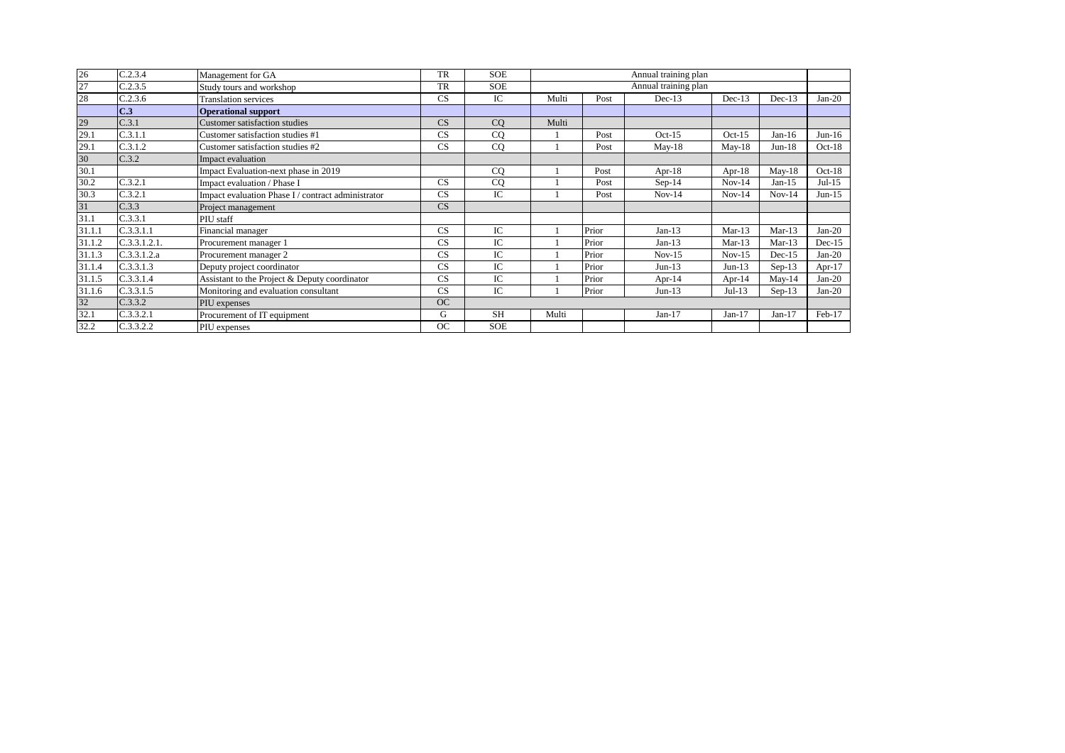| | | | | | | | | | | |
|---|---|---|---|---|---|---|---|---|---|---|
| 26 | C.2.3.4 | Management for GA | TR | SOE | Annual training plan | | | | | |
| 27 | C.2.3.5 | Study tours and workshop | TR | SOE | Annual training plan | | | | | |
| 28 | C.2.3.6 | Translation services | CS | IC | Multi | Post | Dec-13 | Dec-13 | Dec-13 | Jan-20 |
| | **C.3** | **Operational support** | | | | | | | | |
| 29 | C.3.1 | Customer satisfaction studies | CS | CQ | Multi | | | | | |
| 29.1 | C.3.1.1 | Customer satisfaction studies #1 | CS | CQ | 1 | Post | Oct-15 | Oct-15 | Jan-16 | Jun-16 |
| 29.1 | C.3.1.2 | Customer satisfaction studies #2 | CS | CQ | 1 | Post | May-18 | May-18 | Jun-18 | Oct-18 |
| 30 | C.3.2 | Impact evaluation | | | | | | | | |
| 30.1 | | Impact Evaluation-next phase in 2019 | | CQ | 1 | Post | Apr-18 | Apr-18 | May-18 | Oct-18 |
| 30.2 | C.3.2.1 | Impact evaluation / Phase I | CS | CQ | 1 | Post | Sep-14 | Nov-14 | Jan-15 | Jul-15 |
| 30.3 | C.3.2.1 | Impact evaluation Phase I / contract administrator | CS | IC | 1 | Post | Nov-14 | Nov-14 | Nov-14 | Jun-15 |
| 31 | C.3.3 | Project management | CS | | | | | | | |
| 31.1 | C.3.3.1 | PIU staff | | | | | | | | |
| 31.1.1 | C.3.3.1.1 | Financial manager | CS | IC | 1 | Prior | Jan-13 | Mar-13 | Mar-13 | Jan-20 |
| 31.1.2 | C.3.3.1.2.1. | Procurement manager 1 | CS | IC | 1 | Prior | Jan-13 | Mar-13 | Mar-13 | Dec-15 |
| 31.1.3 | C.3.3.1.2.a | Procurement manager 2 | CS | IC | 1 | Prior | Nov-15 | Nov-15 | Dec-15 | Jan-20 |
| 31.1.4 | C.3.3.1.3 | Deputy project coordinator | CS | IC | 1 | Prior | Jun-13 | Jun-13 | Sep-13 | Apr-17 |
| 31.1.5 | C.3.3.1.4 | Assistant to the Project & Deputy coordinator | CS | IC | 1 | Prior | Apr-14 | Apr-14 | May-14 | Jan-20 |
| 31.1.6 | C.3.3.1.5 | Monitoring and evaluation consultant | CS | IC | 1 | Prior | Jun-13 | Jul-13 | Sep-13 | Jan-20 |
| 32 | C.3.3.2 | PIU expenses | OC | | | | | | | |
| 32.1 | C.3.3.2.1 | Procurement of IT equipment | G | SH | Multi | | Jan-17 | Jan-17 | Jan-17 | Feb-17 |
| 32.2 | C.3.3.2.2 | PIU expenses | OC | SOE | | | | | | |